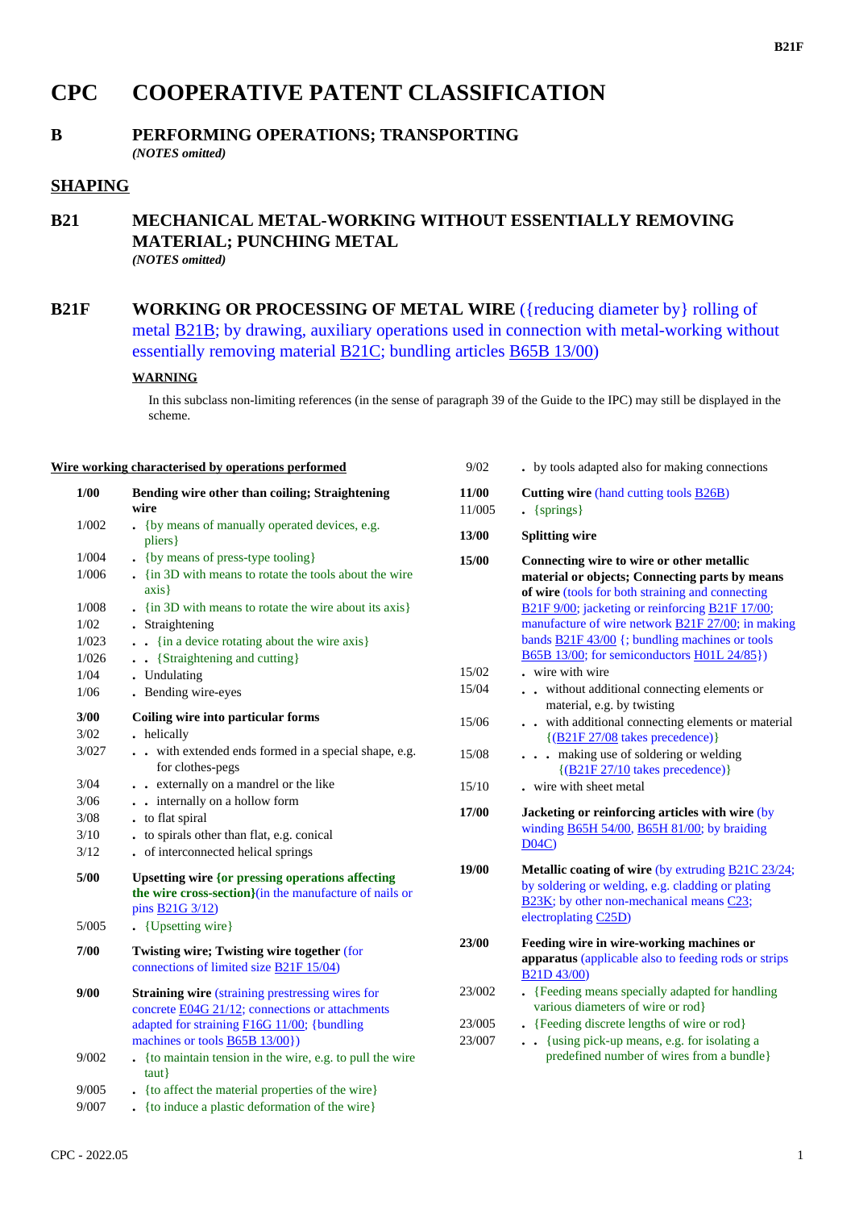# CPC COOPERATIVE PATENT CLASSIFICATION

## B PERFORMING OPERATIONS; TRANSPORTING

*(NOTES omitted)*

## SHAPING

## B21 MECHANICAL METAL-WORKING WITHOUT ESSENTIALLY REMOVING MATERIAL; PUNCHING METAL

*(NOTES omitted)*

## B21F WORKING OR PROCESSING OF METAL WIRE ({reducing diameter by} rolling of metal B21B; by drawing, auxiliary operations used in connection with metal-working without essentially removing material B21C; bundling articles B65B 13/00)

**WARNING**

In this subclass non-limiting references (in the sense of paragraph 39 of the Guide to the IPC) may still be displayed in the scheme.

**Wire working characterised by operations performed**

| | |
|---|---|
| **1/00** | **Bending wire other than coiling; Straightening wire** |
| 1/002 | . {by means of manually operated devices, e.g. pliers} |
| 1/004 | . {by means of press-type tooling} |
| 1/006 | . {in 3D with means to rotate the tools about the wire axis} |
| 1/008 | . {in 3D with means to rotate the wire about its axis} |
| 1/02 | . Straightening |
| 1/023 | . . {in a device rotating about the wire axis} |
| 1/026 | . . {Straightening and cutting} |
| 1/04 | . Undulating |
| 1/06 | . Bending wire-eyes |
| **3/00** | **Coiling wire into particular forms** |
| 3/02 | . helically |
| 3/027 | . . with extended ends formed in a special shape, e.g. for clothes-pegs |
| 3/04 | . . externally on a mandrel or the like |
| 3/06 | . . internally on a hollow form |
| 3/08 | . to flat spiral |
| 3/10 | . to spirals other than flat, e.g. conical |
| 3/12 | . of interconnected helical springs |
| **5/00** | **Upsetting wire {or pressing operations affecting the wire cross-section}** (in the manufacture of nails or pins B21G 3/12) |
| 5/005 | . {Upsetting wire} |
| **7/00** | **Twisting wire; Twisting wire together** (for connections of limited size B21F 15/04) |
| **9/00** | **Straining wire** (straining prestressing wires for concrete E04G 21/12; connections or attachments adapted for straining F16G 11/00; {bundling machines or tools B65B 13/00}) |
| 9/002 | . {to maintain tension in the wire, e.g. to pull the wire taut} |
| 9/005 | . {to affect the material properties of the wire} |
| 9/007 | . {to induce a plastic deformation of the wire} |
| 9/02 | . by tools adapted also for making connections |
| **11/00** | **Cutting wire** (hand cutting tools B26B) |
| 11/005 | . {springs} |
| **13/00** | **Splitting wire** |
| **15/00** | **Connecting wire to wire or other metallic material or objects; Connecting parts by means of wire** (tools for both straining and connecting B21F 9/00; jacketing or reinforcing B21F 17/00; manufacture of wire network B21F 27/00; in making bands B21F 43/00 {; bundling machines or tools B65B 13/00; for semiconductors H01L 24/85}) |
| 15/02 | . wire with wire |
| 15/04 | . . without additional connecting elements or material, e.g. by twisting |
| 15/06 | . . with additional connecting elements or material {(B21F 27/08 takes precedence)} |
| 15/08 | . . . making use of soldering or welding {(B21F 27/10 takes precedence)} |
| 15/10 | . wire with sheet metal |
| **17/00** | **Jacketing or reinforcing articles with wire** (by winding B65H 54/00, B65H 81/00; by braiding D04C) |
| **19/00** | **Metallic coating of wire** (by extruding B21C 23/24; by soldering or welding, e.g. cladding or plating B23K; by other non-mechanical means C23; electroplating C25D) |
| **23/00** | **Feeding wire in wire-working machines or apparatus** (applicable also to feeding rods or strips B21D 43/00) |
| 23/002 | . {Feeding means specially adapted for handling various diameters of wire or rod} |
| 23/005 | . {Feeding discrete lengths of wire or rod} |
| 23/007 | . . {using pick-up means, e.g. for isolating a predefined number of wires from a bundle} |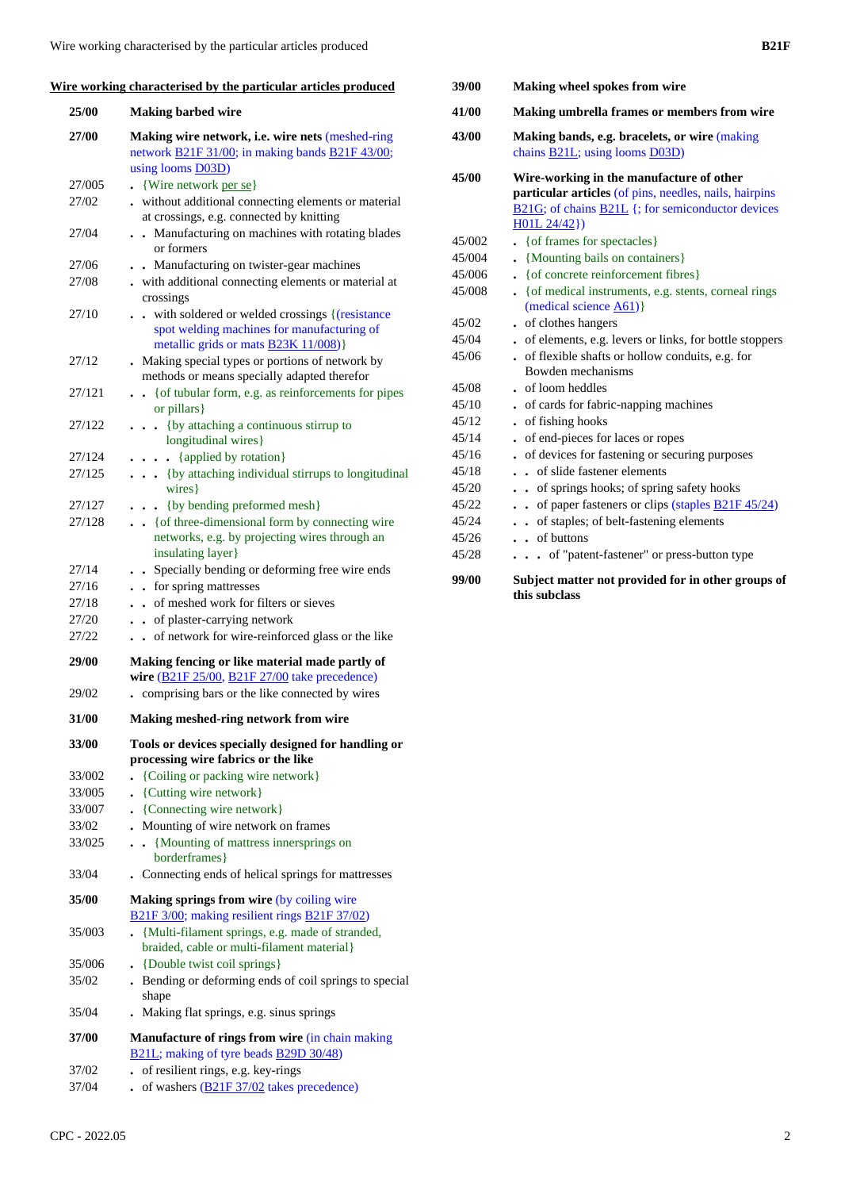## Wire working characterised by the particular articles produced

| | |
|---|---|
| **25/00** | **Making barbed wire** |
| **27/00** | **Making wire network, i.e. wire nets** (meshed-ring network B21F 31/00; in making bands B21F 43/00; using looms D03D) |
| 27/005 | . {Wire network per se} |
| 27/02 | . without additional connecting elements or material at crossings, e.g. connected by knitting |
| 27/04 | . . Manufacturing on machines with rotating blades or formers |
| 27/06 | . . Manufacturing on twister-gear machines |
| 27/08 | . with additional connecting elements or material at crossings |
| 27/10 | . . with soldered or welded crossings {(resistance spot welding machines for manufacturing of metallic grids or mats B23K 11/008)} |
| 27/12 | . Making special types or portions of network by methods or means specially adapted therefor |
| 27/121 | . . {of tubular form, e.g. as reinforcements for pipes or pillars} |
| 27/122 | . . . {by attaching a continuous stirrup to longitudinal wires} |
| 27/124 | . . . . {applied by rotation} |
| 27/125 | . . . {by attaching individual stirrups to longitudinal wires} |
| 27/127 | . . . {by bending preformed mesh} |
| 27/128 | . . {of three-dimensional form by connecting wire networks, e.g. by projecting wires through an insulating layer} |
| 27/14 | . . Specially bending or deforming free wire ends |
| 27/16 | . . for spring mattresses |
| 27/18 | . . of meshed work for filters or sieves |
| 27/20 | . . of plaster-carrying network |
| 27/22 | . . of network for wire-reinforced glass or the like |
| **29/00** | **Making fencing or like material made partly of wire** (B21F 25/00, B21F 27/00 take precedence) |
| 29/02 | . comprising bars or the like connected by wires |
| **31/00** | **Making meshed-ring network from wire** |
| **33/00** | **Tools or devices specially designed for handling or processing wire fabrics or the like** |
| 33/002 | . {Coiling or packing wire network} |
| 33/005 | . {Cutting wire network} |
| 33/007 | . {Connecting wire network} |
| 33/02 | . Mounting of wire network on frames |
| 33/025 | . . {Mounting of mattress innersprings on borderframes} |
| 33/04 | . Connecting ends of helical springs for mattresses |
| **35/00** | **Making springs from wire** (by coiling wire B21F 3/00; making resilient rings B21F 37/02) |
| 35/003 | . {Multi-filament springs, e.g. made of stranded, braided, cable or multi-filament material} |
| 35/006 | . {Double twist coil springs} |
| 35/02 | . Bending or deforming ends of coil springs to special shape |
| 35/04 | . Making flat springs, e.g. sinus springs |
| **37/00** | **Manufacture of rings from wire** (in chain making B21L; making of tyre beads B29D 30/48) |
| 37/02 | . of resilient rings, e.g. key-rings |
| 37/04 | . of washers (B21F 37/02 takes precedence) |
| **39/00** | **Making wheel spokes from wire** |
| **41/00** | **Making umbrella frames or members from wire** |
| **43/00** | **Making bands, e.g. bracelets, or wire** (making chains B21L; using looms D03D) |
| **45/00** | **Wire-working in the manufacture of other particular articles** (of pins, needles, nails, hairpins B21G; of chains B21L {; for semiconductor devices H01L 24/42}) |
| 45/002 | . {of frames for spectacles} |
| 45/004 | . {Mounting bails on containers} |
| 45/006 | . {of concrete reinforcement fibres} |
| 45/008 | . {of medical instruments, e.g. stents, corneal rings (medical science A61)} |
| 45/02 | . of clothes hangers |
| 45/04 | . of elements, e.g. levers or links, for bottle stoppers |
| 45/06 | . of flexible shafts or hollow conduits, e.g. for Bowden mechanisms |
| 45/08 | . of loom heddles |
| 45/10 | . of cards for fabric-napping machines |
| 45/12 | . of fishing hooks |
| 45/14 | . of end-pieces for laces or ropes |
| 45/16 | . of devices for fastening or securing purposes |
| 45/18 | . . of slide fastener elements |
| 45/20 | . . of springs hooks; of spring safety hooks |
| 45/22 | . . of paper fasteners or clips (staples B21F 45/24) |
| 45/24 | . . of staples; of belt-fastening elements |
| 45/26 | . . of buttons |
| 45/28 | . . . of "patent-fastener" or press-button type |
| **99/00** | **Subject matter not provided for in other groups of this subclass** |